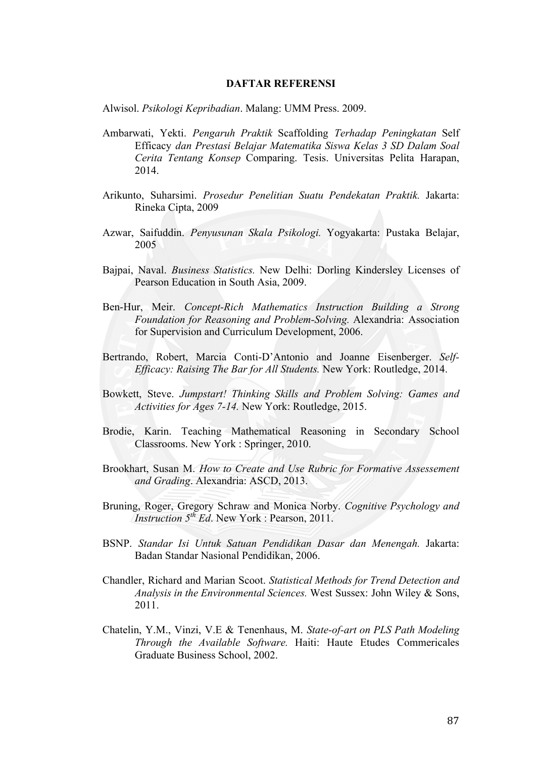## DAFTAR REFERENSI

Alwisol. *Psikologi Kepribadian*. Malang: UMM Press. 2009.

Ambarwati, Yekti. *Pengaruh Praktik* Scaffolding *Terhadap Peningkatan* Self Efficacy *dan Prestasi Belajar Matematika Siswa Kelas 3 SD Dalam Soal Cerita Tentang Konsep* Comparing. Tesis. Universitas Pelita Harapan, 2014.

Arikunto, Suharsimi. *Prosedur Penelitian Suatu Pendekatan Praktik.* Jakarta: Rineka Cipta, 2009

Azwar, Saifuddin. *Penyusunan Skala Psikologi.* Yogyakarta: Pustaka Belajar, 2005

Bajpai, Naval. *Business Statistics.* New Delhi: Dorling Kindersley Licenses of Pearson Education in South Asia, 2009.

Ben-Hur, Meir. *Concept-Rich Mathematics Instruction Building a Strong Foundation for Reasoning and Problem-Solving.* Alexandria: Association for Supervision and Curriculum Development, 2006.

Bertrando, Robert, Marcia Conti-D'Antonio and Joanne Eisenberger. *Self-Efficacy: Raising The Bar for All Students.* New York: Routledge, 2014.

Bowkett, Steve. *Jumpstart! Thinking Skills and Problem Solving: Games and Activities for Ages 7-14.* New York: Routledge, 2015.

Brodie, Karin. Teaching Mathematical Reasoning in Secondary School Classrooms. New York : Springer, 2010.

Brookhart, Susan M. *How to Create and Use Rubric for Formative Assessement and Grading*. Alexandria: ASCD, 2013.

Bruning, Roger, Gregory Schraw and Monica Norby. *Cognitive Psychology and Instruction 5th Ed*. New York : Pearson, 2011.

BSNP. *Standar Isi Untuk Satuan Pendidikan Dasar dan Menengah.* Jakarta: Badan Standar Nasional Pendidikan, 2006.

Chandler, Richard and Marian Scoot. *Statistical Methods for Trend Detection and Analysis in the Environmental Sciences.* West Sussex: John Wiley & Sons, 2011.

Chatelin, Y.M., Vinzi, V.E & Tenenhaus, M. *State-of-art on PLS Path Modeling Through the Available Software.* Haiti: Haute Etudes Commericales Graduate Business School, 2002.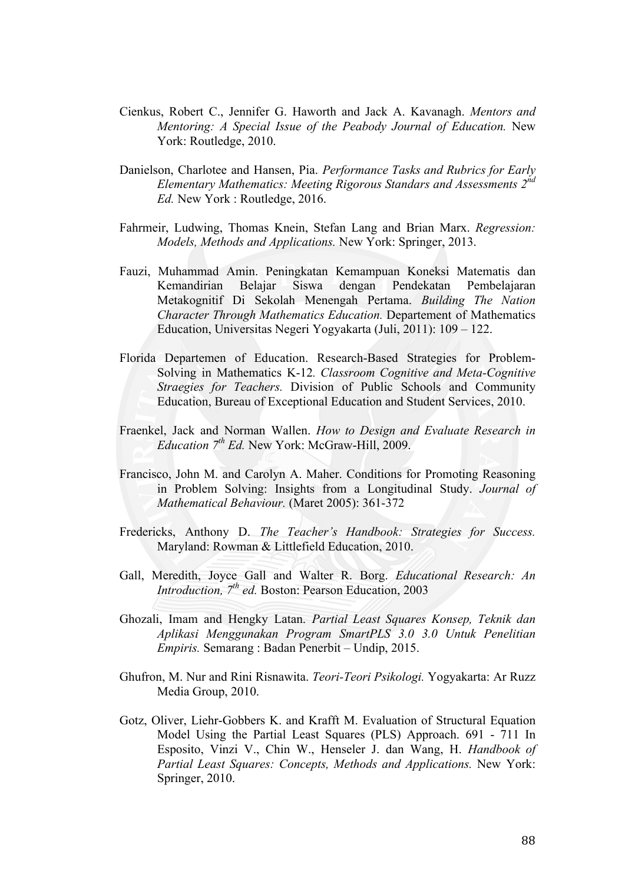Cienkus, Robert C., Jennifer G. Haworth and Jack A. Kavanagh. *Mentors and Mentoring: A Special Issue of the Peabody Journal of Education.* New York: Routledge, 2010.

Danielson, Charlotee and Hansen, Pia. *Performance Tasks and Rubrics for Early Elementary Mathematics: Meeting Rigorous Standars and Assessments 2nd Ed.* New York : Routledge, 2016.

Fahrmeir, Ludwing, Thomas Knein, Stefan Lang and Brian Marx. *Regression: Models, Methods and Applications.* New York: Springer, 2013.

Fauzi, Muhammad Amin. Peningkatan Kemampuan Koneksi Matematis dan Kemandirian Belajar Siswa dengan Pendekatan Pembelajaran Metakognitif Di Sekolah Menengah Pertama. *Building The Nation Character Through Mathematics Education.* Departement of Mathematics Education, Universitas Negeri Yogyakarta (Juli, 2011): 109 – 122.

Florida Departemen of Education. Research-Based Strategies for Problem-Solving in Mathematics K-12. *Classroom Cognitive and Meta-Cognitive Straegies for Teachers.* Division of Public Schools and Community Education, Bureau of Exceptional Education and Student Services, 2010.

Fraenkel, Jack and Norman Wallen. *How to Design and Evaluate Research in Education 7th Ed.* New York: McGraw-Hill, 2009.

Francisco, John M. and Carolyn A. Maher. Conditions for Promoting Reasoning in Problem Solving: Insights from a Longitudinal Study. *Journal of Mathematical Behaviour.* (Maret 2005): 361-372

Fredericks, Anthony D. *The Teacher's Handbook: Strategies for Success.* Maryland: Rowman & Littlefield Education, 2010.

Gall, Meredith, Joyce Gall and Walter R. Borg. *Educational Research: An Introduction, 7th ed.* Boston: Pearson Education, 2003

Ghozali, Imam and Hengky Latan. *Partial Least Squares Konsep, Teknik dan Aplikasi Menggunakan Program SmartPLS 3.0 3.0 Untuk Penelitian Empiris.* Semarang : Badan Penerbit – Undip, 2015.

Ghufron, M. Nur and Rini Risnawita. *Teori-Teori Psikologi.* Yogyakarta: Ar Ruzz Media Group, 2010.

Gotz, Oliver, Liehr-Gobbers K. and Krafft M. Evaluation of Structural Equation Model Using the Partial Least Squares (PLS) Approach. 691 - 711 In Esposito, Vinzi V., Chin W., Henseler J. dan Wang, H. *Handbook of Partial Least Squares: Concepts, Methods and Applications.* New York: Springer, 2010.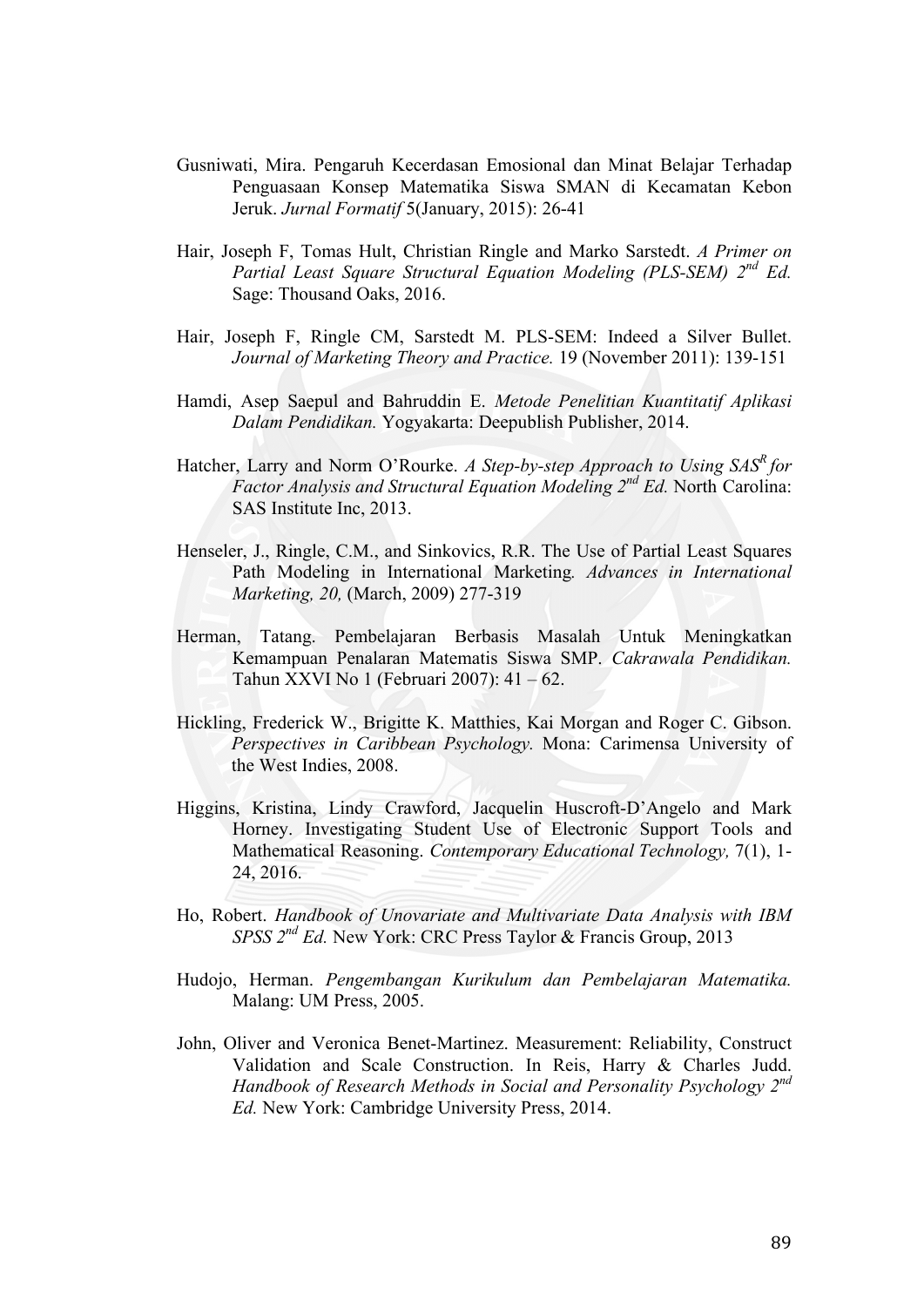Gusniwati, Mira. Pengaruh Kecerdasan Emosional dan Minat Belajar Terhadap Penguasaan Konsep Matematika Siswa SMAN di Kecamatan Kebon Jeruk. *Jurnal Formatif* 5(January, 2015): 26-41

Hair, Joseph F, Tomas Hult, Christian Ringle and Marko Sarstedt. *A Primer on Partial Least Square Structural Equation Modeling (PLS-SEM) 2nd Ed.* Sage: Thousand Oaks, 2016.

Hair, Joseph F, Ringle CM, Sarstedt M. PLS-SEM: Indeed a Silver Bullet. *Journal of Marketing Theory and Practice.* 19 (November 2011): 139-151

Hamdi, Asep Saepul and Bahruddin E. *Metode Penelitian Kuantitatif Aplikasi Dalam Pendidikan.* Yogyakarta: Deepublish Publisher, 2014.

Hatcher, Larry and Norm O'Rourke. *A Step-by-step Approach to Using SAS[R] for Factor Analysis and Structural Equation Modeling 2nd Ed.* North Carolina: SAS Institute Inc, 2013.

Henseler, J., Ringle, C.M., and Sinkovics, R.R. The Use of Partial Least Squares Path Modeling in International Marketing*. Advances in International Marketing, 20,* (March, 2009) 277-319

Herman, Tatang. Pembelajaran Berbasis Masalah Untuk Meningkatkan Kemampuan Penalaran Matematis Siswa SMP. *Cakrawala Pendidikan.* Tahun XXVI No 1 (Februari 2007): 41 – 62.

Hickling, Frederick W., Brigitte K. Matthies, Kai Morgan and Roger C. Gibson. *Perspectives in Caribbean Psychology.* Mona: Carimensa University of the West Indies, 2008.

Higgins, Kristina, Lindy Crawford, Jacquelin Huscroft-D'Angelo and Mark Horney. Investigating Student Use of Electronic Support Tools and Mathematical Reasoning. *Contemporary Educational Technology,* 7(1), 1-24, 2016.

Ho, Robert. *Handbook of Unovariate and Multivariate Data Analysis with IBM SPSS 2nd Ed.* New York: CRC Press Taylor & Francis Group, 2013

Hudojo, Herman. *Pengembangan Kurikulum dan Pembelajaran Matematika.* Malang: UM Press, 2005.

John, Oliver and Veronica Benet-Martinez. Measurement: Reliability, Construct Validation and Scale Construction. In Reis, Harry & Charles Judd. *Handbook of Research Methods in Social and Personality Psychology 2nd Ed.* New York: Cambridge University Press, 2014.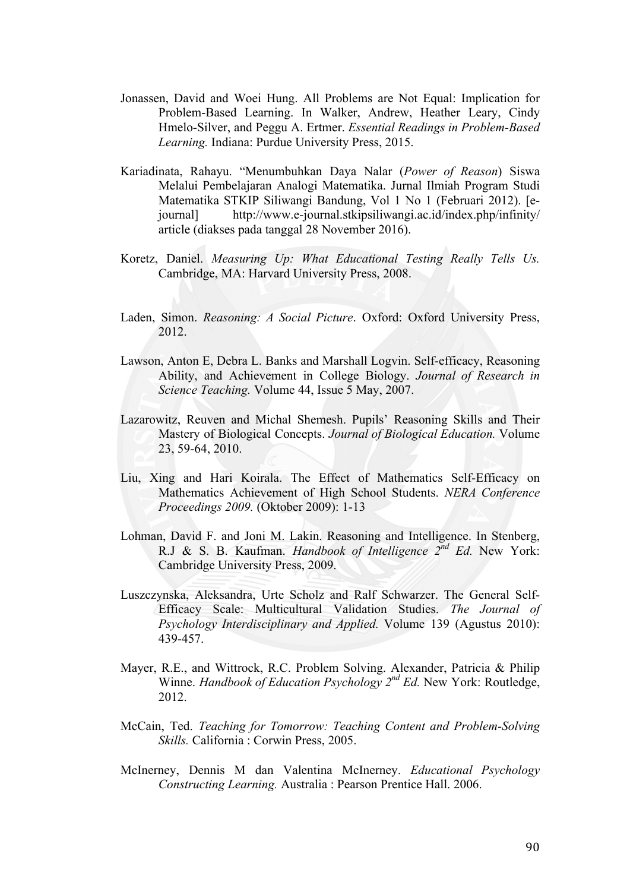Jonassen, David and Woei Hung. All Problems are Not Equal: Implication for Problem-Based Learning. In Walker, Andrew, Heather Leary, Cindy Hmelo-Silver, and Peggu A. Ertmer. *Essential Readings in Problem-Based Learning.* Indiana: Purdue University Press, 2015.

Kariadinata, Rahayu. "Menumbuhkan Daya Nalar (*Power of Reason*) Siswa Melalui Pembelajaran Analogi Matematika. Jurnal Ilmiah Program Studi Matematika STKIP Siliwangi Bandung, Vol 1 No 1 (Februari 2012). [e-journal] http://www.e-journal.stkipsiliwangi.ac.id/index.php/infinity/article (diakses pada tanggal 28 November 2016).

Koretz, Daniel. *Measuring Up: What Educational Testing Really Tells Us.* Cambridge, MA: Harvard University Press, 2008.

Laden, Simon. *Reasoning: A Social Picture*. Oxford: Oxford University Press, 2012.

Lawson, Anton E, Debra L. Banks and Marshall Logvin. Self-efficacy, Reasoning Ability, and Achievement in College Biology. *Journal of Research in Science Teaching.* Volume 44, Issue 5 May, 2007.

Lazarowitz, Reuven and Michal Shemesh. Pupils' Reasoning Skills and Their Mastery of Biological Concepts. *Journal of Biological Education.* Volume 23, 59-64, 2010.

Liu, Xing and Hari Koirala. The Effect of Mathematics Self-Efficacy on Mathematics Achievement of High School Students. *NERA Conference Proceedings 2009.* (Oktober 2009): 1-13

Lohman, David F. and Joni M. Lakin. Reasoning and Intelligence. In Stenberg, R.J & S. B. Kaufman. *Handbook of Intelligence 2nd Ed.* New York: Cambridge University Press, 2009.

Luszczynska, Aleksandra, Urte Scholz and Ralf Schwarzer. The General Self-Efficacy Scale: Multicultural Validation Studies. *The Journal of Psychology Interdisciplinary and Applied.* Volume 139 (Agustus 2010): 439-457.

Mayer, R.E., and Wittrock, R.C. Problem Solving. Alexander, Patricia & Philip Winne. *Handbook of Education Psychology 2nd Ed.* New York: Routledge, 2012.

McCain, Ted. *Teaching for Tomorrow: Teaching Content and Problem-Solving Skills.* California : Corwin Press, 2005.

McInerney, Dennis M dan Valentina McInerney. *Educational Psychology Constructing Learning.* Australia : Pearson Prentice Hall. 2006.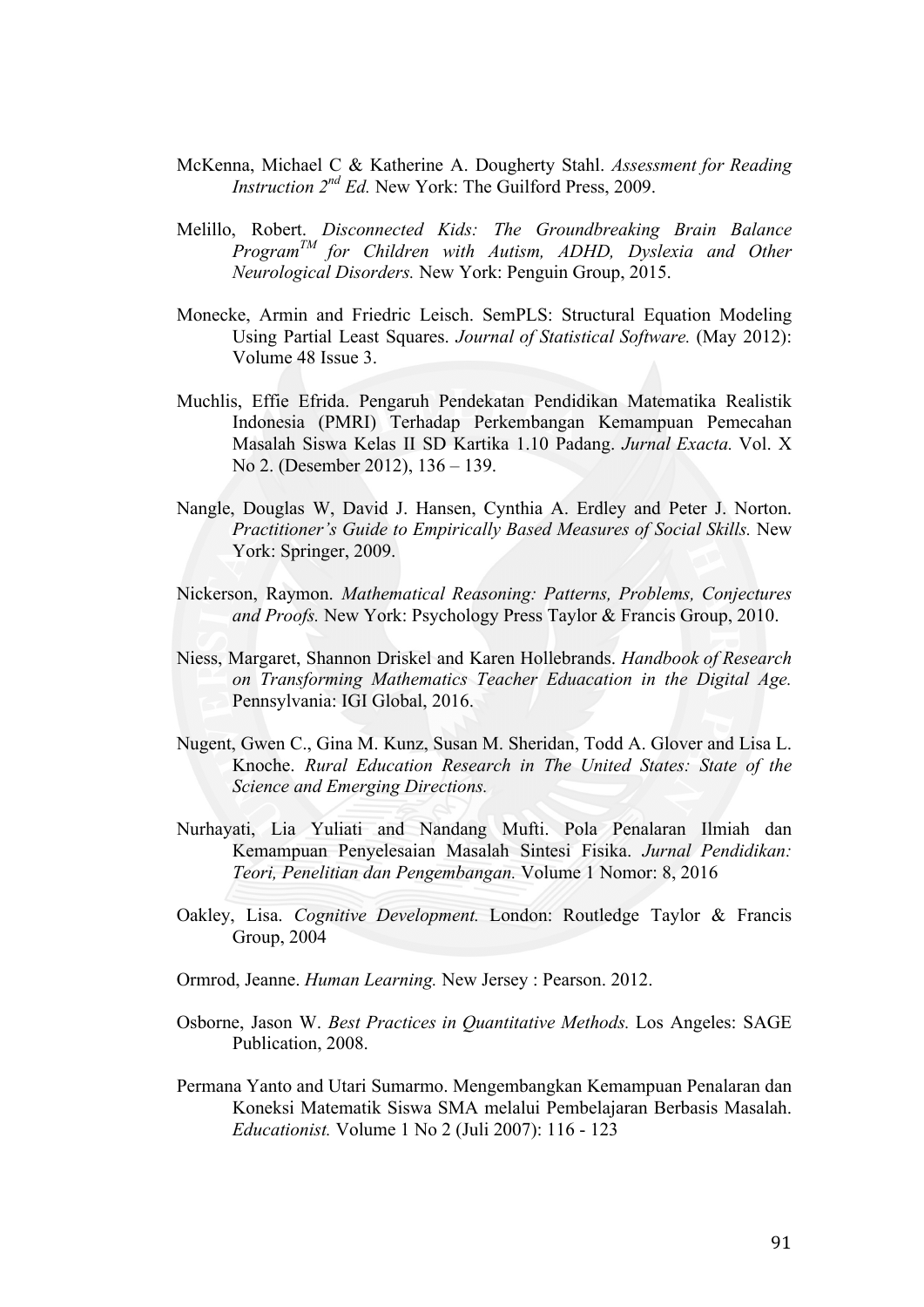McKenna, Michael C & Katherine A. Dougherty Stahl. *Assessment for Reading Instruction 2nd Ed.* New York: The Guilford Press, 2009.

Melillo, Robert. *Disconnected Kids: The Groundbreaking Brain Balance ProgramTM for Children with Autism, ADHD, Dyslexia and Other Neurological Disorders.* New York: Penguin Group, 2015.

Monecke, Armin and Friedric Leisch. SemPLS: Structural Equation Modeling Using Partial Least Squares. *Journal of Statistical Software.* (May 2012): Volume 48 Issue 3.

Muchlis, Effie Efrida. Pengaruh Pendekatan Pendidikan Matematika Realistik Indonesia (PMRI) Terhadap Perkembangan Kemampuan Pemecahan Masalah Siswa Kelas II SD Kartika 1.10 Padang. *Jurnal Exacta.* Vol. X No 2. (Desember 2012), 136 – 139.

Nangle, Douglas W, David J. Hansen, Cynthia A. Erdley and Peter J. Norton. *Practitioner's Guide to Empirically Based Measures of Social Skills.* New York: Springer, 2009.

Nickerson, Raymon. *Mathematical Reasoning: Patterns, Problems, Conjectures and Proofs.* New York: Psychology Press Taylor & Francis Group, 2010.

Niess, Margaret, Shannon Driskel and Karen Hollebrands. *Handbook of Research on Transforming Mathematics Teacher Eduacation in the Digital Age.* Pennsylvania: IGI Global, 2016.

Nugent, Gwen C., Gina M. Kunz, Susan M. Sheridan, Todd A. Glover and Lisa L. Knoche. *Rural Education Research in The United States: State of the Science and Emerging Directions.*

Nurhayati, Lia Yuliati and Nandang Mufti. Pola Penalaran Ilmiah dan Kemampuan Penyelesaian Masalah Sintesi Fisika. *Jurnal Pendidikan: Teori, Penelitian dan Pengembangan.* Volume 1 Nomor: 8, 2016

Oakley, Lisa. *Cognitive Development.* London: Routledge Taylor & Francis Group, 2004

Ormrod, Jeanne. *Human Learning.* New Jersey : Pearson. 2012.

Osborne, Jason W. *Best Practices in Quantitative Methods.* Los Angeles: SAGE Publication, 2008.

Permana Yanto and Utari Sumarmo. Mengembangkan Kemampuan Penalaran dan Koneksi Matematik Siswa SMA melalui Pembelajaran Berbasis Masalah. *Educationist.* Volume 1 No 2 (Juli 2007): 116 - 123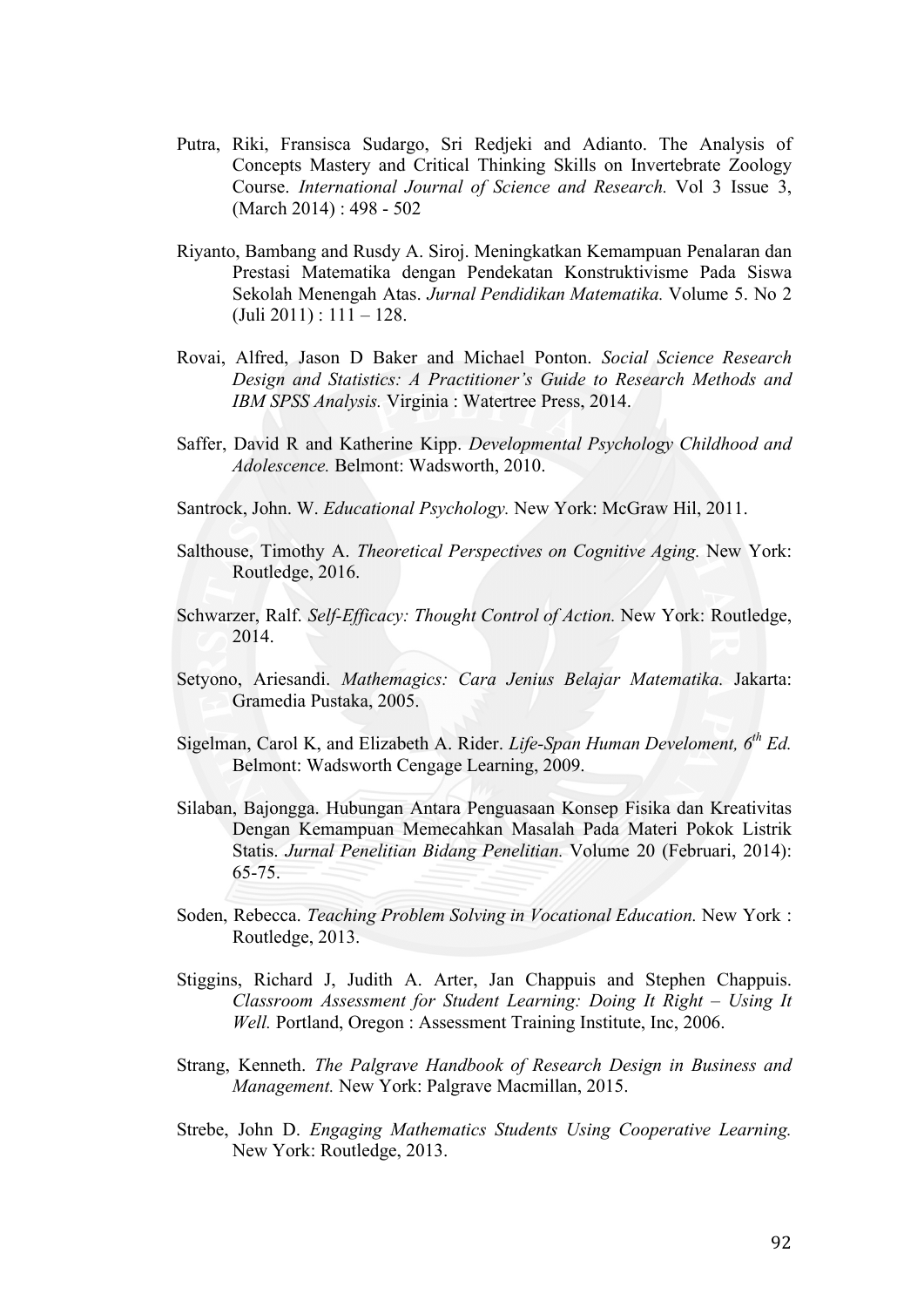Putra, Riki, Fransisca Sudargo, Sri Redjeki and Adianto. The Analysis of Concepts Mastery and Critical Thinking Skills on Invertebrate Zoology Course. *International Journal of Science and Research.* Vol 3 Issue 3, (March 2014) : 498 - 502

Riyanto, Bambang and Rusdy A. Siroj. Meningkatkan Kemampuan Penalaran dan Prestasi Matematika dengan Pendekatan Konstruktivisme Pada Siswa Sekolah Menengah Atas. *Jurnal Pendidikan Matematika.* Volume 5. No 2 (Juli 2011) : 111 – 128.

Rovai, Alfred, Jason D Baker and Michael Ponton. *Social Science Research Design and Statistics: A Practitioner's Guide to Research Methods and IBM SPSS Analysis.* Virginia : Watertree Press, 2014.

Saffer, David R and Katherine Kipp. *Developmental Psychology Childhood and Adolescence.* Belmont: Wadsworth, 2010.

Santrock, John. W. *Educational Psychology.* New York: McGraw Hil, 2011.

Salthouse, Timothy A. *Theoretical Perspectives on Cognitive Aging.* New York: Routledge, 2016.

Schwarzer, Ralf. *Self-Efficacy: Thought Control of Action.* New York: Routledge, 2014.

Setyono, Ariesandi. *Mathemagics: Cara Jenius Belajar Matematika.* Jakarta: Gramedia Pustaka, 2005.

Sigelman, Carol K, and Elizabeth A. Rider. *Life-Span Human Develoment, 6th Ed.* Belmont: Wadsworth Cengage Learning, 2009.

Silaban, Bajongga. Hubungan Antara Penguasaan Konsep Fisika dan Kreativitas Dengan Kemampuan Memecahkan Masalah Pada Materi Pokok Listrik Statis. *Jurnal Penelitian Bidang Penelitian.* Volume 20 (Februari, 2014): 65-75.

Soden, Rebecca. *Teaching Problem Solving in Vocational Education.* New York : Routledge, 2013.

Stiggins, Richard J, Judith A. Arter, Jan Chappuis and Stephen Chappuis. *Classroom Assessment for Student Learning: Doing It Right – Using It Well.* Portland, Oregon : Assessment Training Institute, Inc, 2006.

Strang, Kenneth. *The Palgrave Handbook of Research Design in Business and Management.* New York: Palgrave Macmillan, 2015.

Strebe, John D. *Engaging Mathematics Students Using Cooperative Learning.* New York: Routledge, 2013.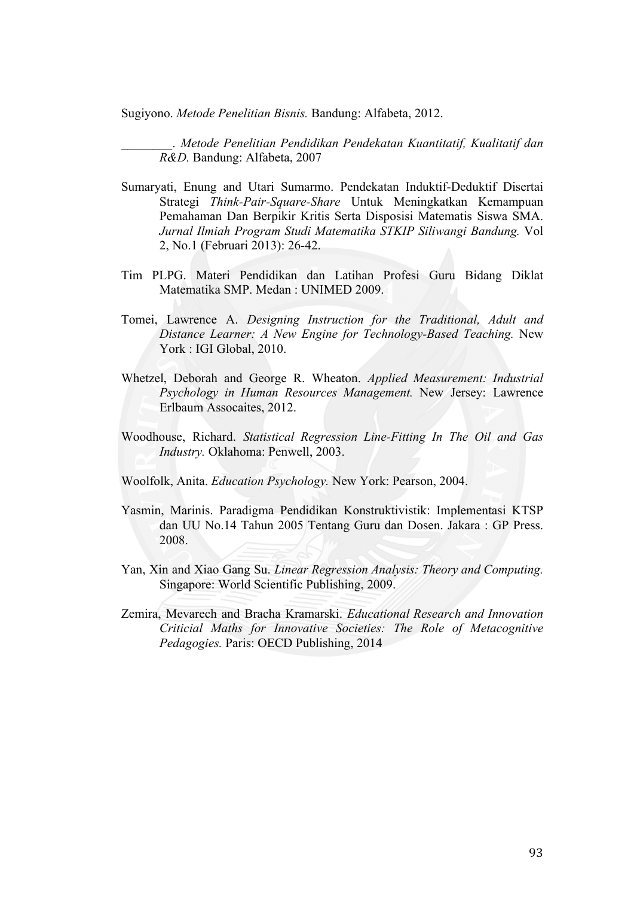Sugiyono. *Metode Penelitian Bisnis.* Bandung: Alfabeta, 2012.

________. *Metode Penelitian Pendidikan Pendekatan Kuantitatif, Kualitatif dan R&D.* Bandung: Alfabeta, 2007

Sumaryati, Enung and Utari Sumarmo. Pendekatan Induktif-Deduktif Disertai Strategi *Think-Pair-Square-Share* Untuk Meningkatkan Kemampuan Pemahaman Dan Berpikir Kritis Serta Disposisi Matematis Siswa SMA. *Jurnal Ilmiah Program Studi Matematika STKIP Siliwangi Bandung.* Vol 2, No.1 (Februari 2013): 26-42.

Tim PLPG. Materi Pendidikan dan Latihan Profesi Guru Bidang Diklat Matematika SMP. Medan : UNIMED 2009.

Tomei, Lawrence A. *Designing Instruction for the Traditional, Adult and Distance Learner: A New Engine for Technology-Based Teaching.* New York : IGI Global, 2010.

Whetzel, Deborah and George R. Wheaton. *Applied Measurement: Industrial Psychology in Human Resources Management.* New Jersey: Lawrence Erlbaum Assocaites, 2012.

Woodhouse, Richard. *Statistical Regression Line-Fitting In The Oil and Gas Industry.* Oklahoma: Penwell, 2003.

Woolfolk, Anita. *Education Psychology.* New York: Pearson, 2004.

Yasmin, Marinis. Paradigma Pendidikan Konstruktivistik: Implementasi KTSP dan UU No.14 Tahun 2005 Tentang Guru dan Dosen. Jakara : GP Press. 2008.

Yan, Xin and Xiao Gang Su. *Linear Regression Analysis: Theory and Computing.* Singapore: World Scientific Publishing, 2009.

Zemira, Mevarech and Bracha Kramarski. *Educational Research and Innovation Criticial Maths for Innovative Societies: The Role of Metacognitive Pedagogies.* Paris: OECD Publishing, 2014